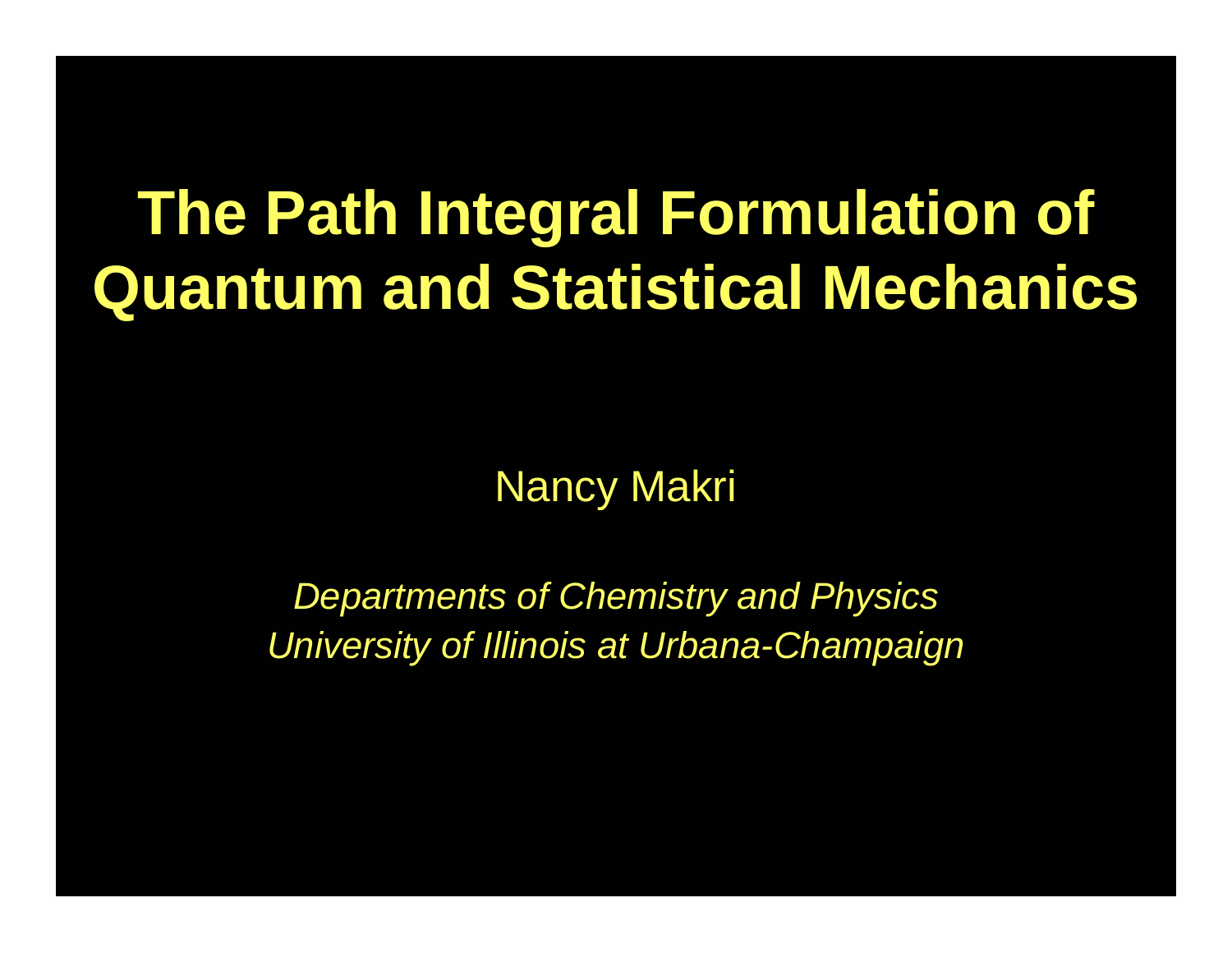# The Path Integral Formulation of Quantum and Statistical Mechanics

Nancy Makri

*Departments of Chemistry and Physics*
*University of Illinois at Urbana-Champaign*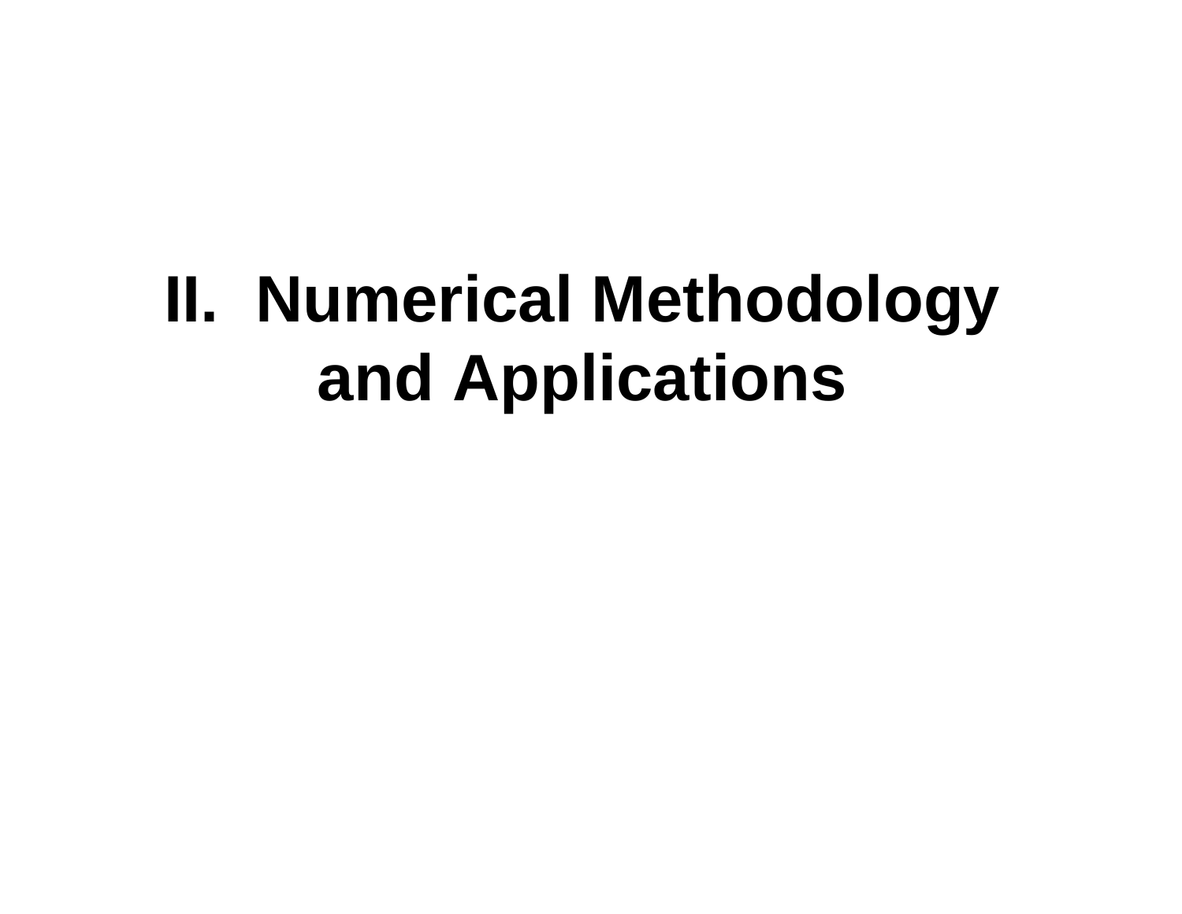# II. Numerical Methodology and Applications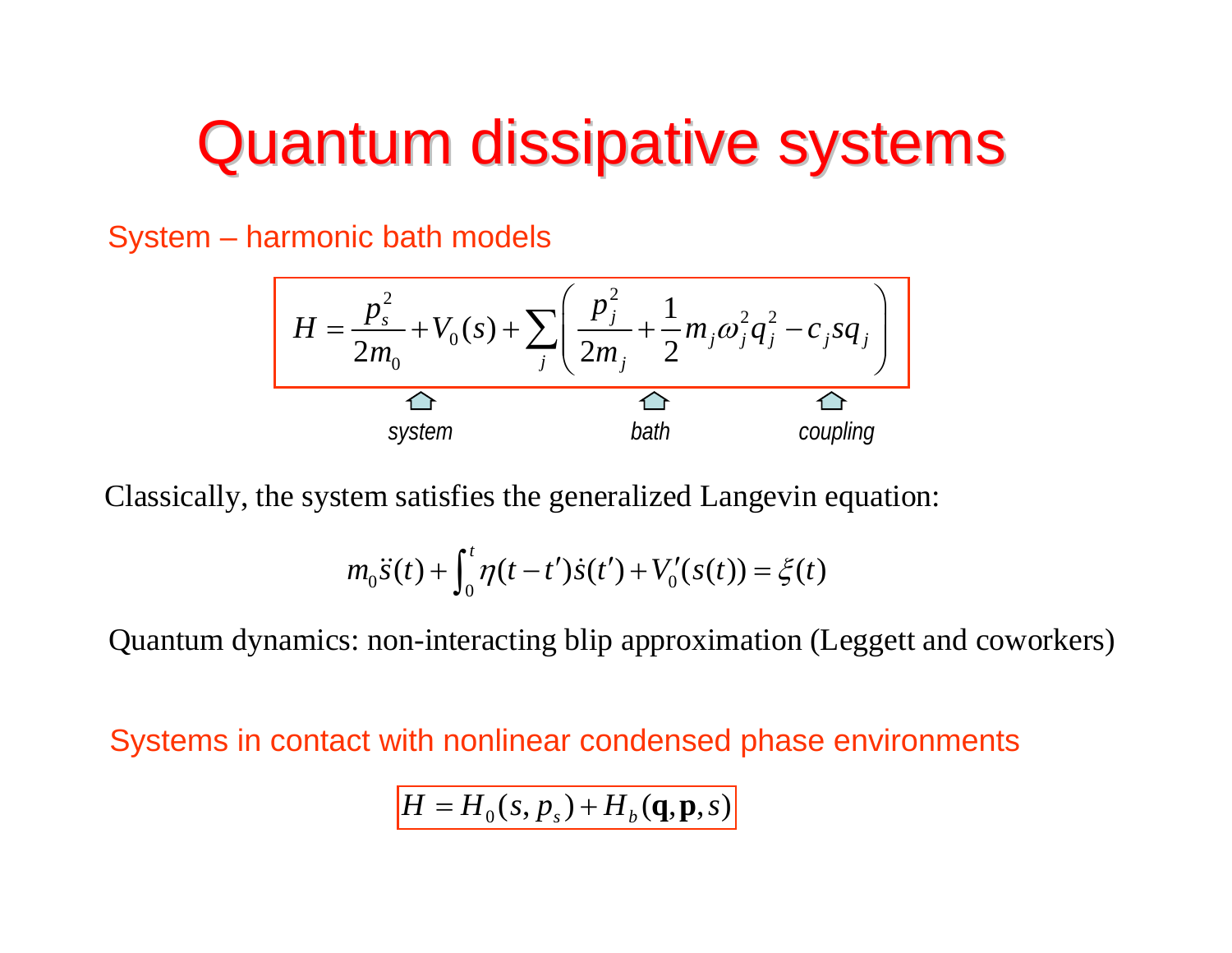# Quantum dissipative systems

## System – harmonic bath models

$$H = \frac{p_s^2}{2m_0} + V_0(s) + \sum_j \left( \frac{p_j^2}{2m_j} + \frac{1}{2} m_j \omega_j^2 q_j^2 - c_j s q_j \right)$$

*system* *bath* *coupling*

Classically, the system satisfies the generalized Langevin equation:

$$m_0 \ddot{s}(t) + \int_0^t \eta(t - t') \dot{s}(t') + V_0'(s(t)) = \xi(t)$$

Quantum dynamics: non-interacting blip approximation (Leggett and coworkers)

## Systems in contact with nonlinear condensed phase environments

$$H = H_0(s, p_s) + H_b(\mathbf{q}, \mathbf{p}, s)$$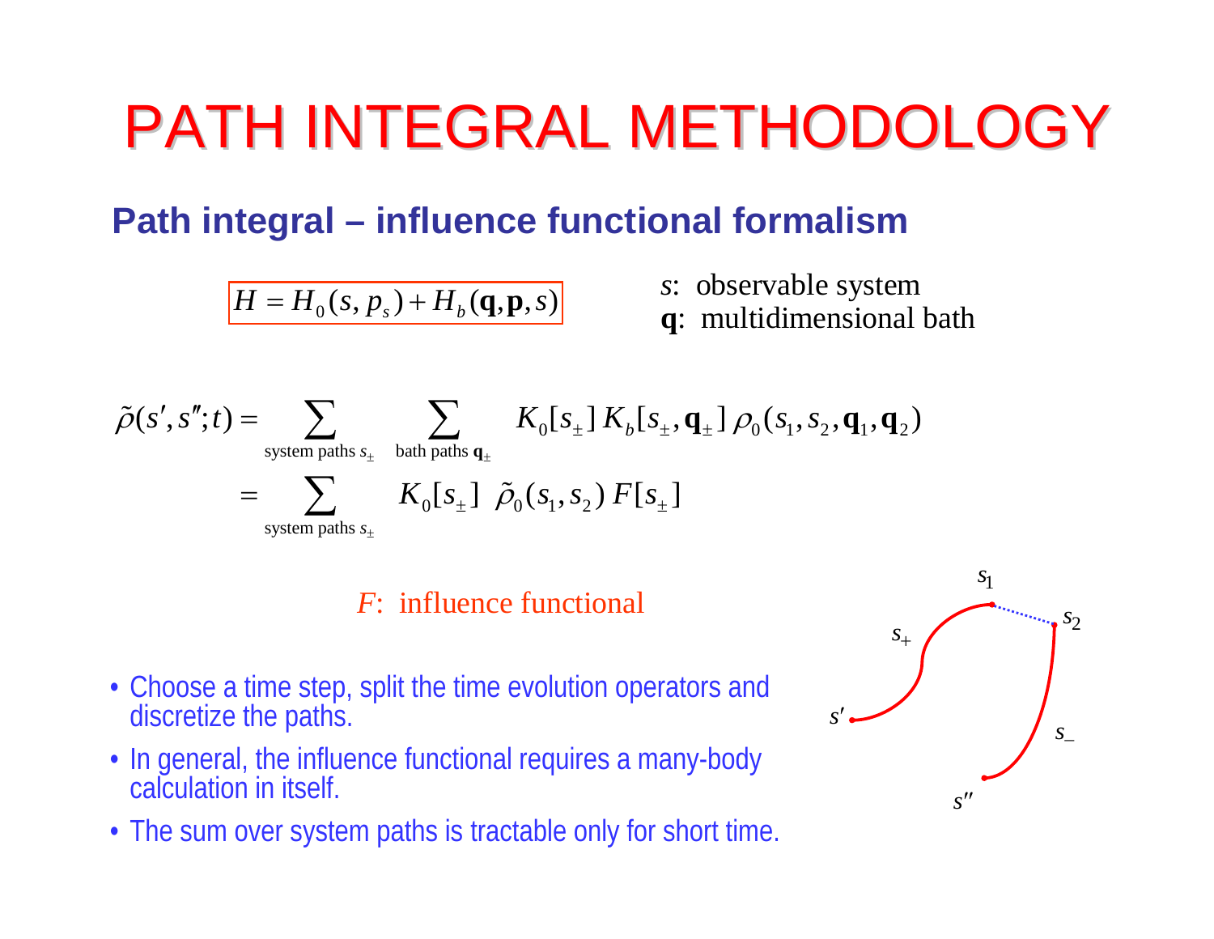# PATH INTEGRAL METHODOLOGY

## Path integral – influence functional formalism

$$H = H_0(s, p_s) + H_b(\mathbf{q}, \mathbf{p}, s)$$

$s$: observable system
$\mathbf{q}$: multidimensional bath

$$\tilde{\rho}(s', s''; t) = \sum_{\text{system paths } s_\pm} \sum_{\text{bath paths } \mathbf{q}_\pm} K_0[s_\pm]\, K_b[s_\pm, \mathbf{q}_\pm]\, \rho_0(s_1, s_2, \mathbf{q}_1, \mathbf{q}_2)$$

$$= \sum_{\text{system paths } s_\pm} K_0[s_\pm]\ \tilde{\rho}_0(s_1, s_2)\, F[s_\pm]$$

$F$: influence functional

- Choose a time step, split the time evolution operators and discretize the paths.
- In general, the influence functional requires a many-body calculation in itself.
- The sum over system paths is tractable only for short time.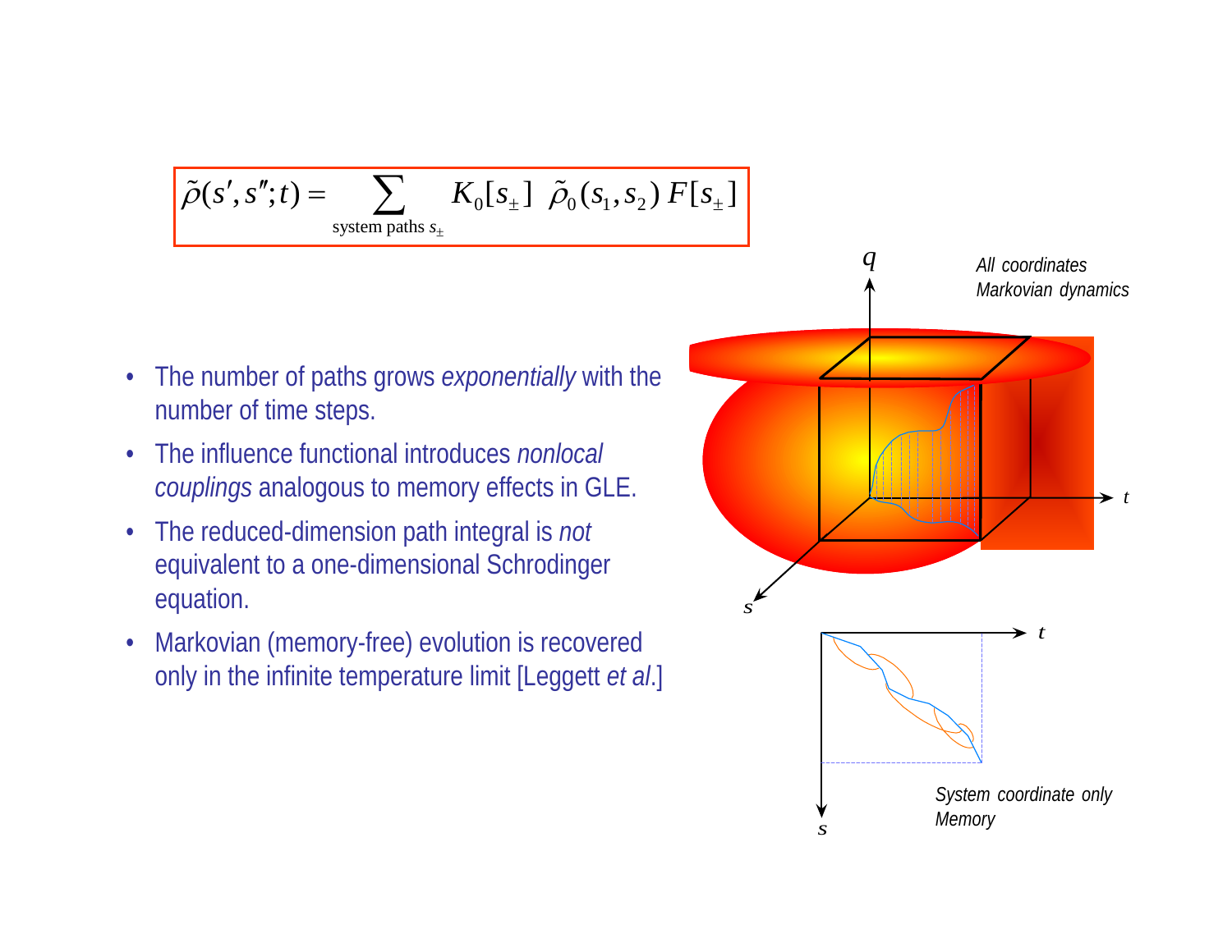$$\tilde{\rho}(s', s''; t) = \sum_{\text{system paths } s_{\pm}} K_0[s_{\pm}] \;\; \tilde{\rho}_0(s_1, s_2)\, F[s_{\pm}]$$

- The number of paths grows *exponentially* with the number of time steps.
- The influence functional introduces *nonlocal couplings* analogous to memory effects in GLE.
- The reduced-dimension path integral is *not* equivalent to a one-dimensional Schrodinger equation.
- Markovian (memory-free) evolution is recovered only in the infinite temperature limit [Leggett *et al*.]

*All coordinates*
*Markovian dynamics*

*System coordinate only*
*Memory*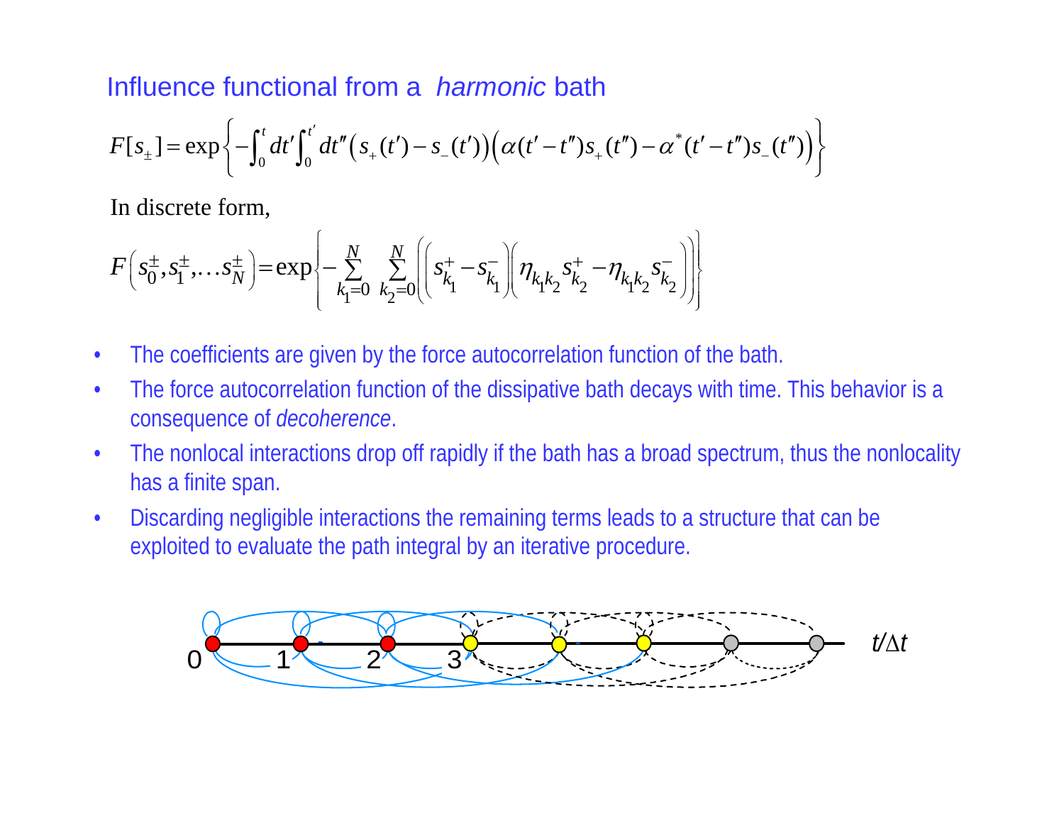## Influence functional from a *harmonic* bath

$$F[s_\pm] = \exp\left\{ -\int_0^t dt' \int_0^{t'} dt'' \left(s_+(t') - s_-(t')\right)\left(\alpha(t'-t'')s_+(t'') - \alpha^*(t'-t'')s_-(t'')\right) \right\}$$

In discrete form,

$$F\left(s_0^\pm, s_1^\pm, \ldots s_N^\pm\right) = \exp\left\{ -\sum_{k_1=0}^{N} \sum_{k_2=0}^{N} \left(\left(s_{k_1}^+ - s_{k_1}^-\right)\left(\eta_{k_1 k_2} s_{k_2}^+ - \eta_{k_1 k_2} s_{k_2}^-\right)\right) \right\}$$

- The coefficients are given by the force autocorrelation function of the bath.
- The force autocorrelation function of the dissipative bath decays with time. This behavior is a consequence of *decoherence*.
- The nonlocal interactions drop off rapidly if the bath has a broad spectrum, thus the nonlocality has a finite span.
- Discarding negligible interactions the remaining terms leads to a structure that can be exploited to evaluate the path integral by an iterative procedure.

0 1 2 3 $t/\Delta t$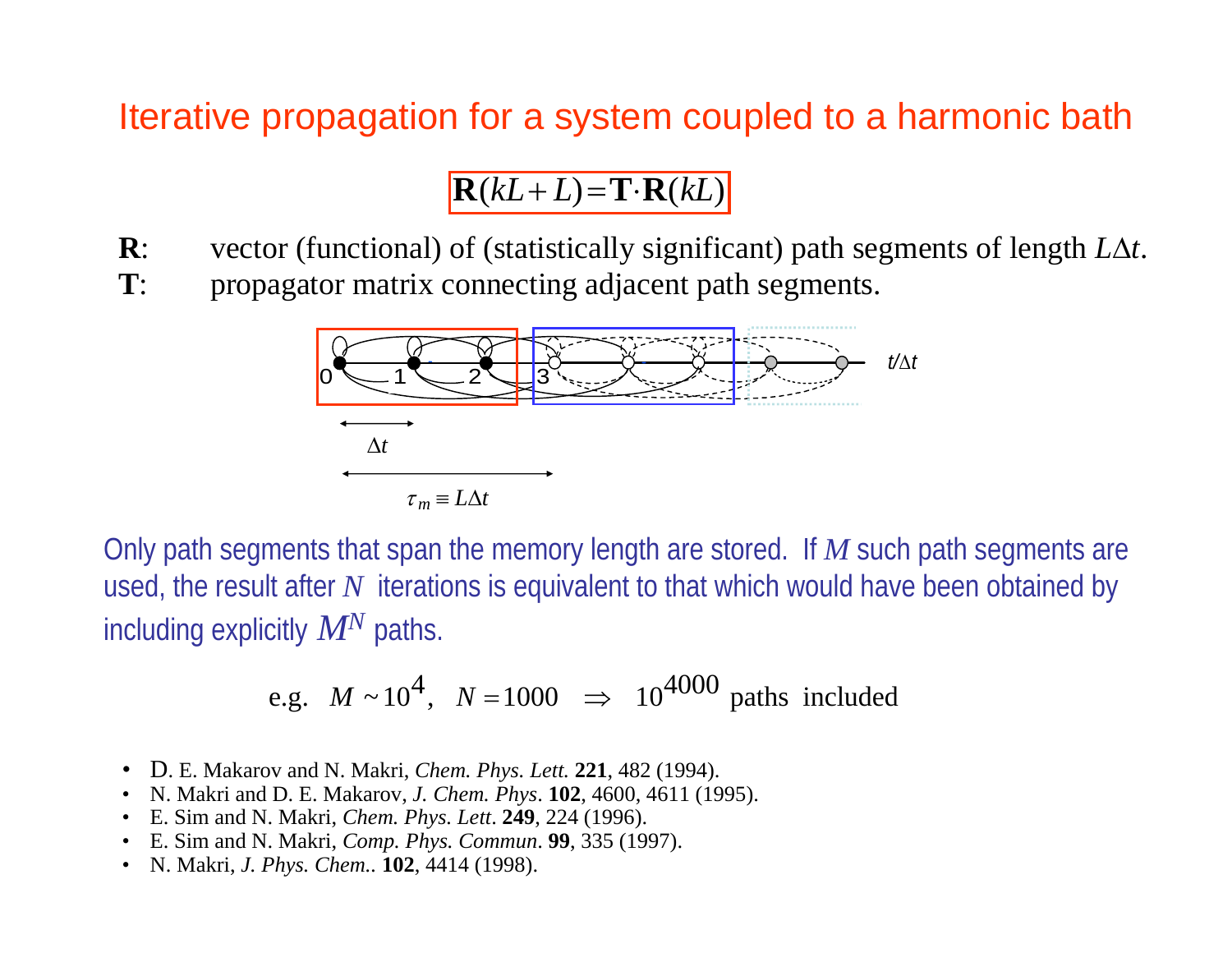# Iterative propagation for a system coupled to a harmonic bath

$$\mathbf{R}(kL+L)=\mathbf{T}\cdot\mathbf{R}(kL)$$

**R**: vector (functional) of (statistically significant) path segments of length $L\Delta t$.

**T**: propagator matrix connecting adjacent path segments.

0 1 2 3 $t/\Delta t$

$\Delta t$

$\tau_m \equiv L\Delta t$

Only path segments that span the memory length are stored. If $M$ such path segments are used, the result after $N$ iterations is equivalent to that which would have been obtained by including explicitly $M^N$ paths.

$$\text{e.g.}\quad M \sim 10^4,\quad N=1000 \quad\Rightarrow\quad 10^{4000} \text{ paths included}$$

- D. E. Makarov and N. Makri, *Chem. Phys. Lett.* **221**, 482 (1994).
- N. Makri and D. E. Makarov, *J. Chem. Phys*. **102**, 4600, 4611 (1995).
- E. Sim and N. Makri, *Chem. Phys. Lett*. **249**, 224 (1996).
- E. Sim and N. Makri, *Comp. Phys. Commun*. **99**, 335 (1997).
- N. Makri, *J. Phys. Chem.*. **102**, 4414 (1998).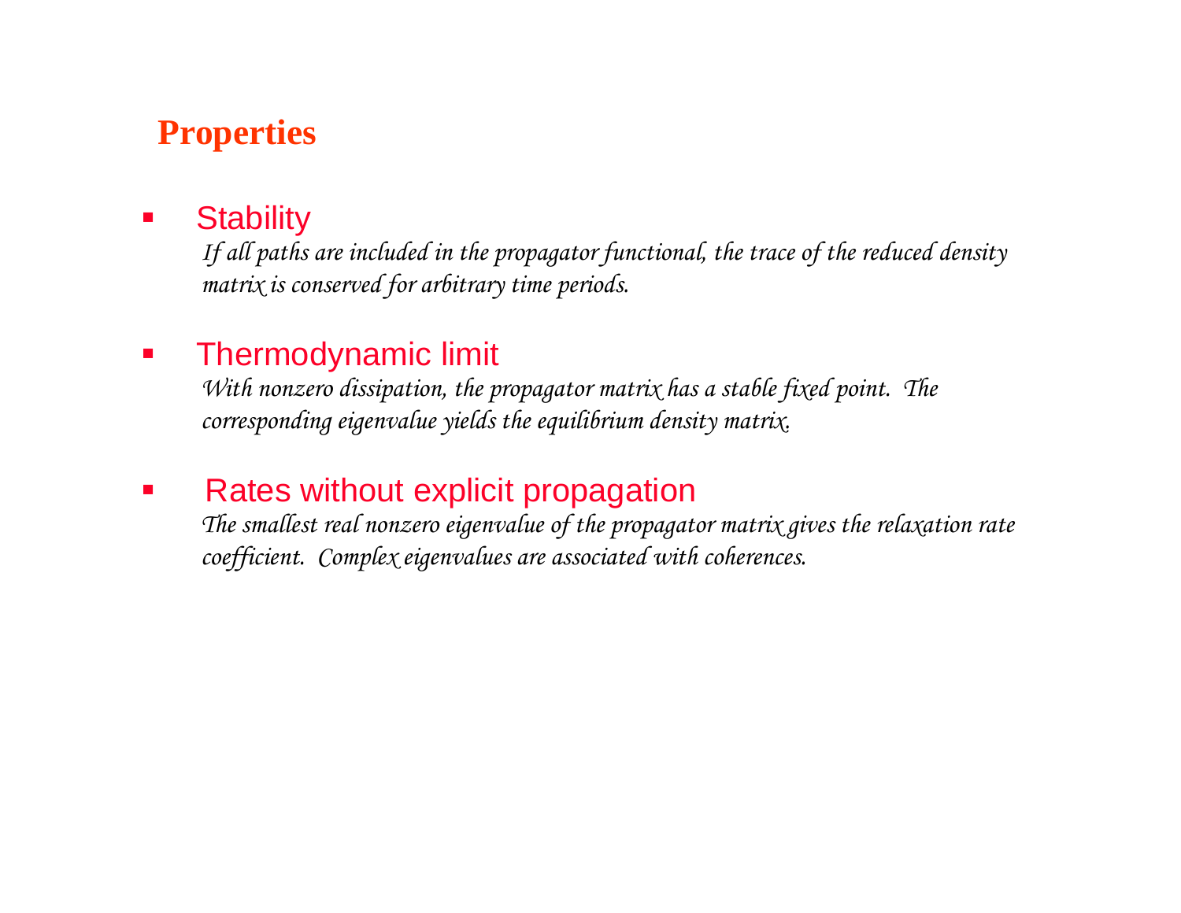## Properties

- Stability

  *If all paths are included in the propagator functional, the trace of the reduced density matrix is conserved for arbitrary time periods.*

- Thermodynamic limit

  *With nonzero dissipation, the propagator matrix has a stable fixed point. The corresponding eigenvalue yields the equilibrium density matrix.*

- Rates without explicit propagation

  *The smallest real nonzero eigenvalue of the propagator matrix gives the relaxation rate coefficient. Complex eigenvalues are associated with coherences.*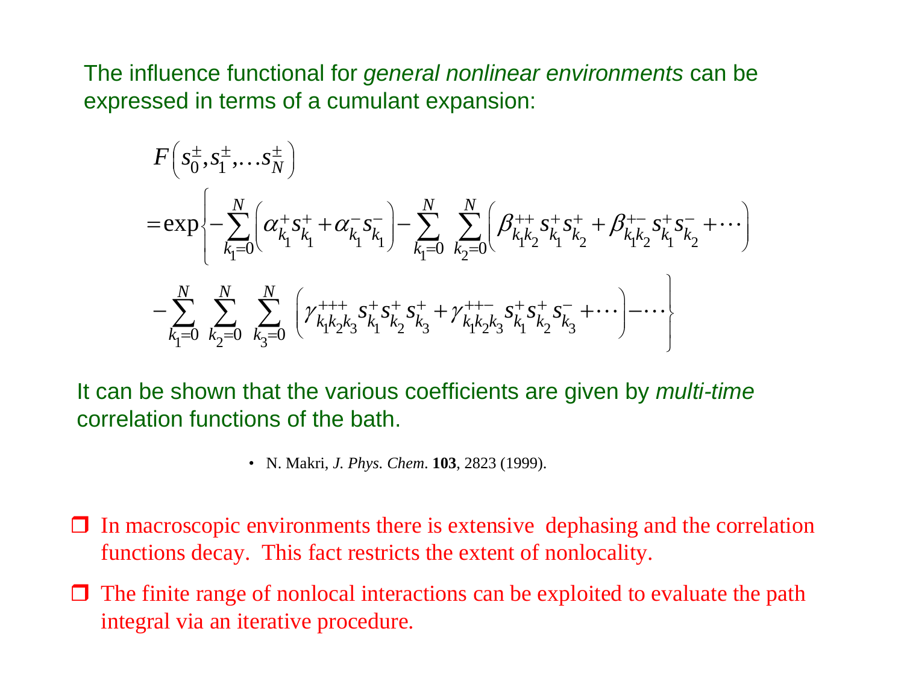The influence functional for *general nonlinear environments* can be expressed in terms of a cumulant expansion:

$$
\begin{aligned}
&F\left(s_0^{\pm}, s_1^{\pm}, \ldots s_N^{\pm}\right) \\
&= \exp\Bigg\{ -\sum_{k_1=0}^{N}\left(\alpha_{k_1}^{+} s_{k_1}^{+} + \alpha_{k_1}^{-} s_{k_1}^{-}\right) - \sum_{k_1=0}^{N}\sum_{k_2=0}^{N}\left(\beta_{k_1 k_2}^{++} s_{k_1}^{+} s_{k_2}^{+} + \beta_{k_1 k_2}^{+-} s_{k_1}^{+} s_{k_2}^{-} + \cdots\right) \\
&\quad - \sum_{k_1=0}^{N}\sum_{k_2=0}^{N}\sum_{k_3=0}^{N}\left(\gamma_{k_1 k_2 k_3}^{+++} s_{k_1}^{+} s_{k_2}^{+} s_{k_3}^{+} + \gamma_{k_1 k_2 k_3}^{++-} s_{k_1}^{+} s_{k_2}^{+} s_{k_3}^{-} + \cdots\right) - \cdots \Bigg\}
\end{aligned}
$$

It can be shown that the various coefficients are given by *multi-time* correlation functions of the bath.

- N. Makri, *J. Phys. Chem.* **103**, 2823 (1999).

- ❒ In macroscopic environments there is extensive dephasing and the correlation functions decay. This fact restricts the extent of nonlocality.
- ❒ The finite range of nonlocal interactions can be exploited to evaluate the path integral via an iterative procedure.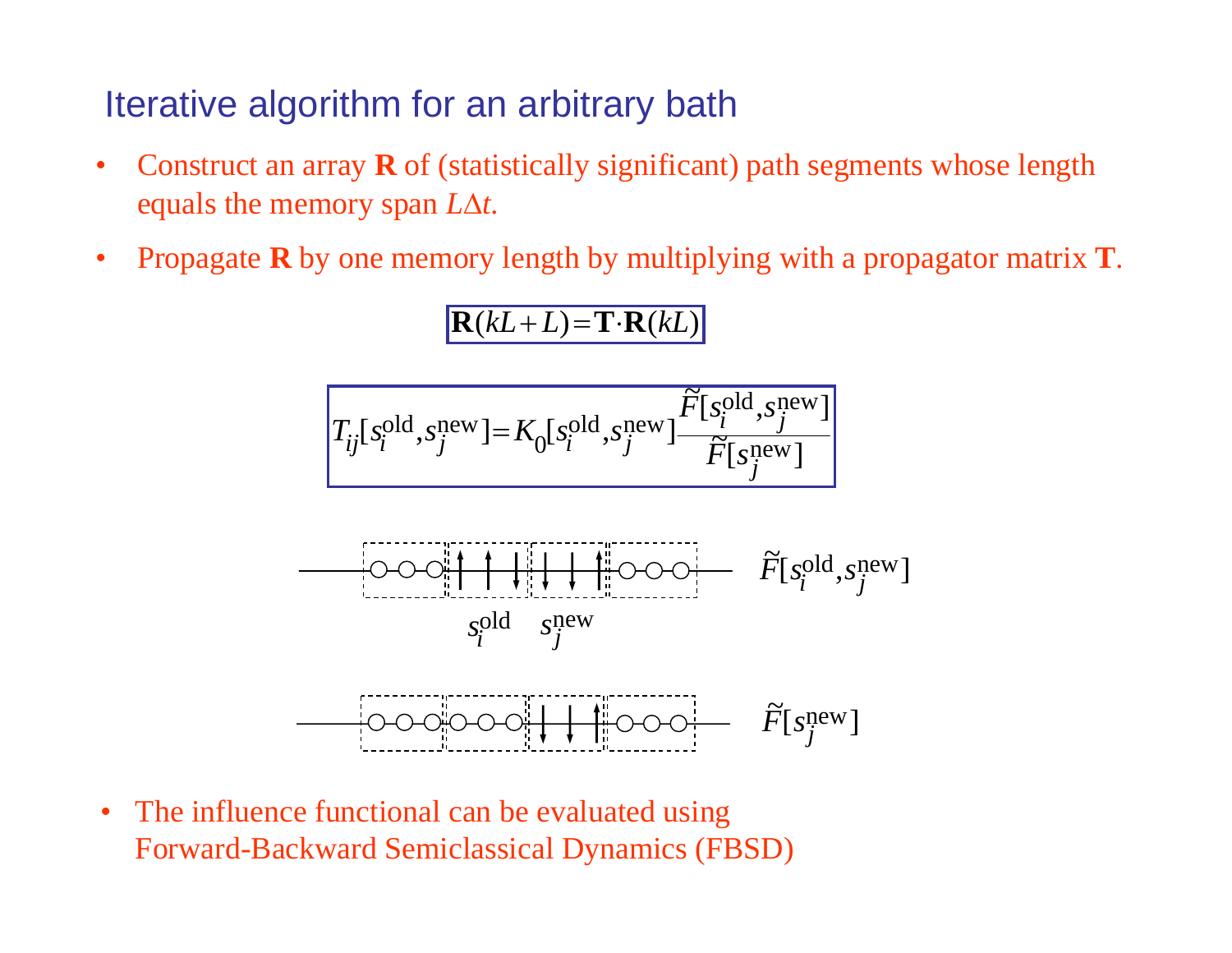## Iterative algorithm for an arbitrary bath

- Construct an array **R** of (statistically significant) path segments whose length equals the memory span $L\Delta t$.
- Propagate **R** by one memory length by multiplying with a propagator matrix **T**.

$$\mathbf{R}(kL+L)=\mathbf{T}\cdot\mathbf{R}(kL)$$

$$T_{ij}[s_i^{\text{old}},s_j^{\text{new}}]=K_0[s_i^{\text{old}},s_j^{\text{new}}]\frac{\tilde{F}[s_i^{\text{old}},s_j^{\text{new}}]}{\tilde{F}[s_j^{\text{new}}]}$$

$\tilde{F}[s_i^{\text{old}},s_j^{\text{new}}]$

$s_i^{\text{old}}$ $\quad s_j^{\text{new}}$

$\tilde{F}[s_j^{\text{new}}]$

- The influence functional can be evaluated using Forward-Backward Semiclassical Dynamics (FBSD)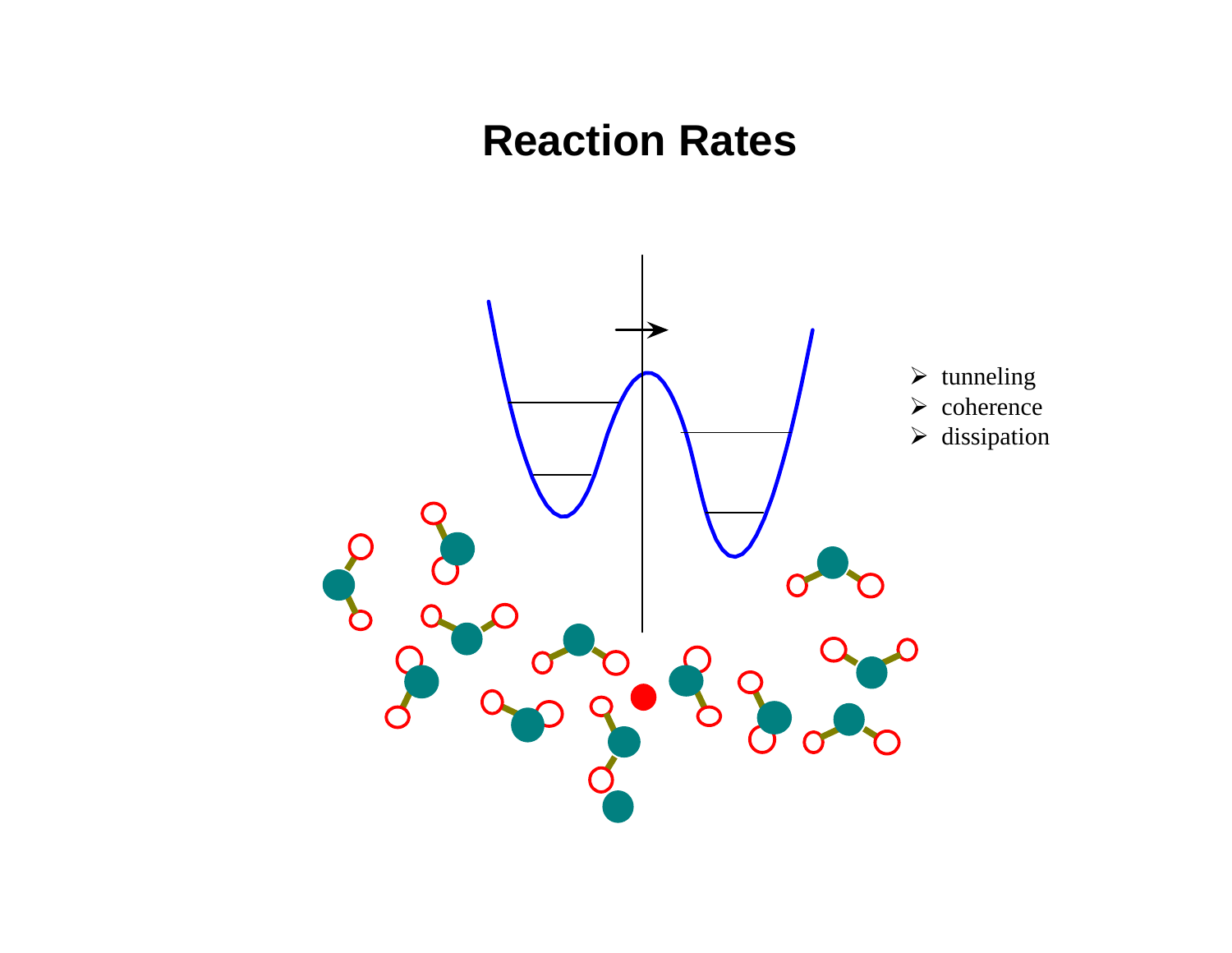# Reaction Rates

- tunneling
- coherence
- dissipation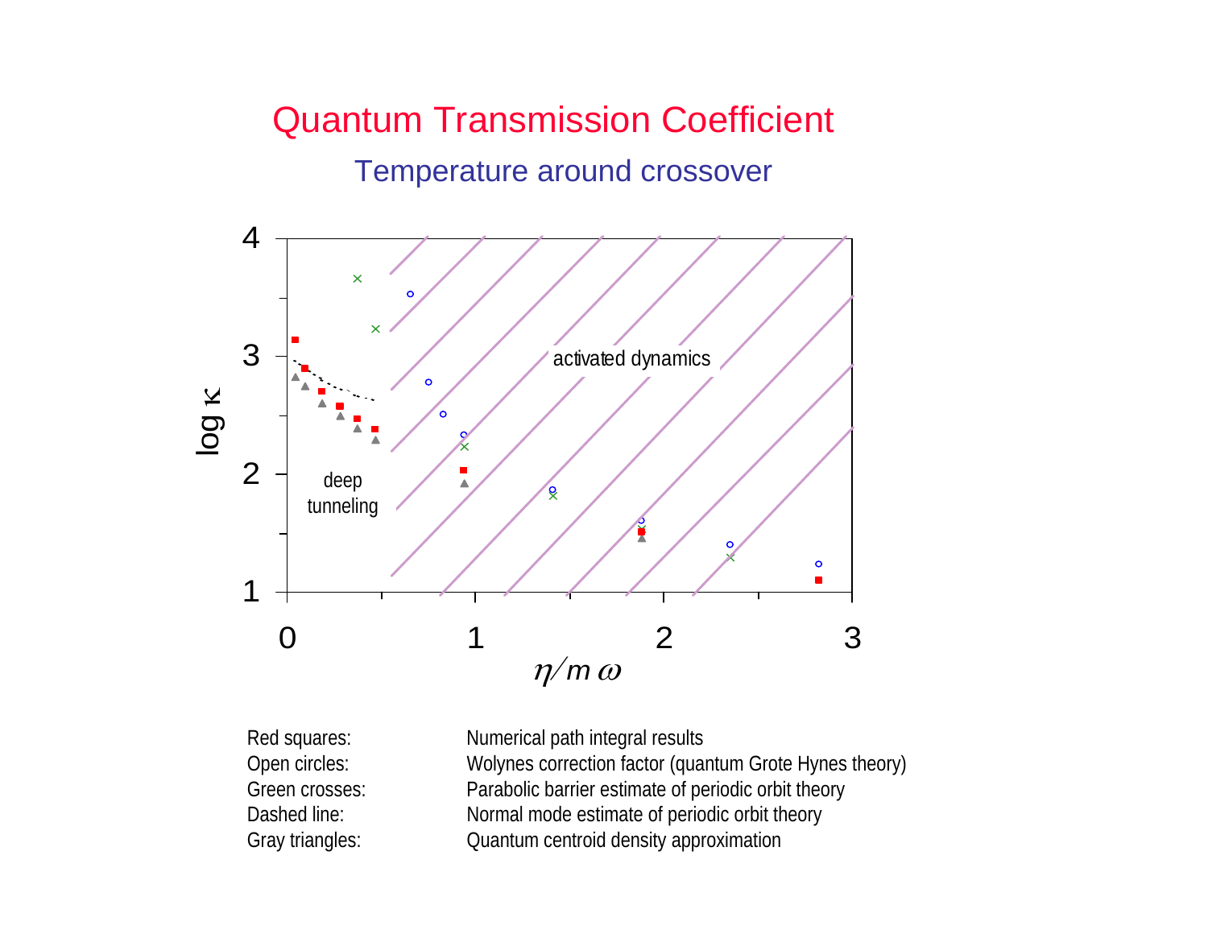# Quantum Transmission Coefficient

## Temperature around crossover

log κ

deep tunneling

activated dynamics

$\eta / m\,\omega$

| | |
|---|---|
| Red squares: | Numerical path integral results |
| Open circles: | Wolynes correction factor (quantum Grote Hynes theory) |
| Green crosses: | Parabolic barrier estimate of periodic orbit theory |
| Dashed line: | Normal mode estimate of periodic orbit theory |
| Gray triangles: | Quantum centroid density approximation |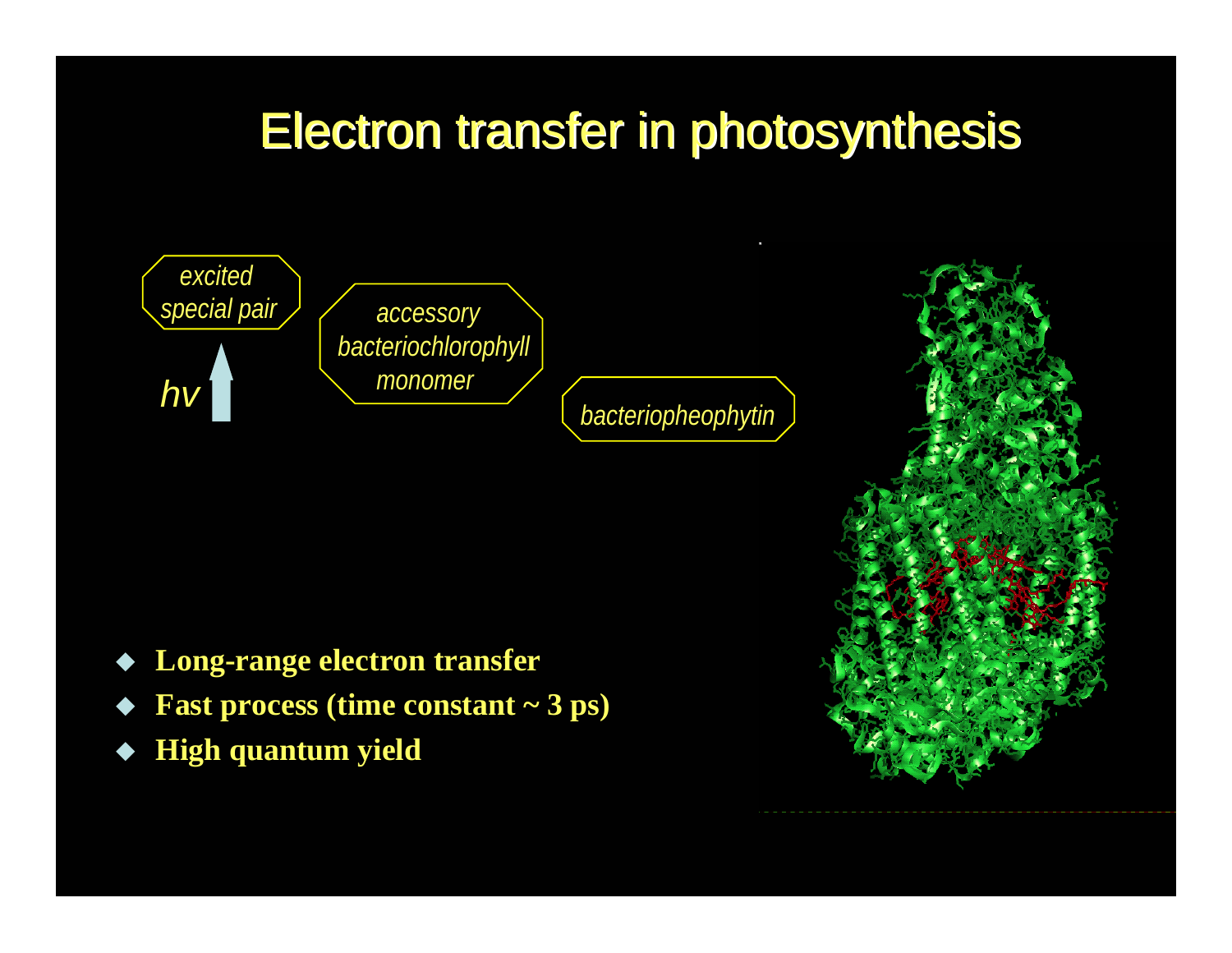# Electron transfer in photosynthesis

*excited special pair*

*hv*

*accessory bacteriochlorophyll monomer*

*bacteriopheophytin*

- **Long-range electron transfer**
- **Fast process (time constant ~ 3 ps)**
- **High quantum yield**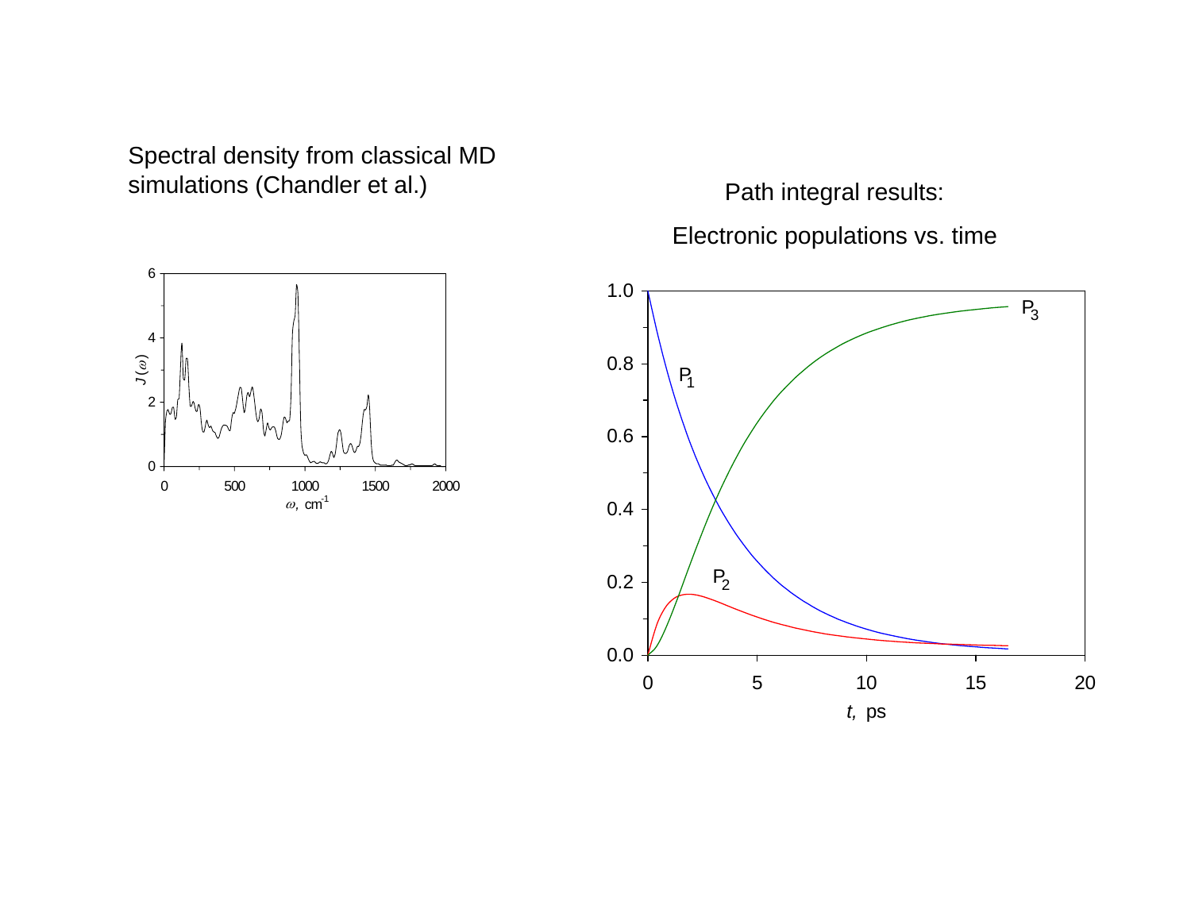Spectral density from classical MD simulations (Chandler et al.)

Path integral results:

Electronic populations vs. time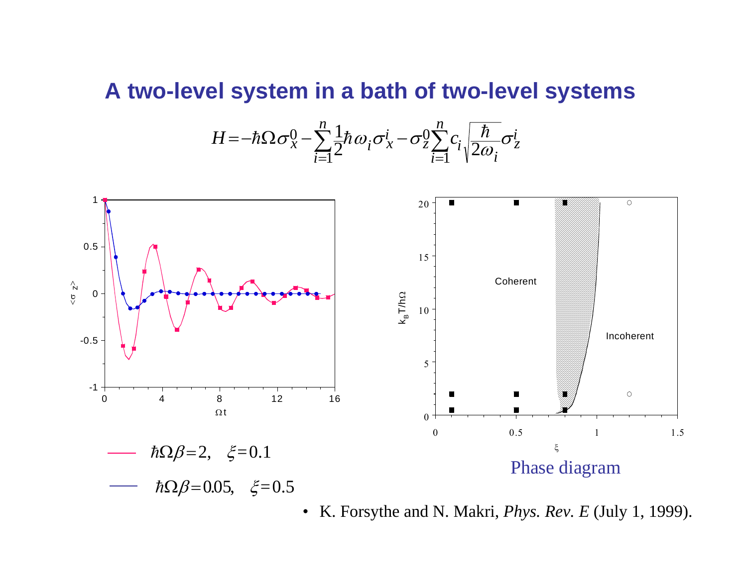# A two-level system in a bath of two-level systems

$$H = -\hbar\Omega\sigma_x^0 - \sum_{i=1}^{n}\frac{1}{2}\hbar\omega_i\sigma_x^i - \sigma_z^0\sum_{i=1}^{n}c_i\sqrt{\frac{\hbar}{2\omega_i}}\sigma_z^i$$

$\hbar\Omega\beta = 2, \quad \xi = 0.1$

$\hbar\Omega\beta = 0.05, \quad \xi = 0.5$

Phase diagram

- K. Forsythe and N. Makri, *Phys. Rev. E* (July 1, 1999).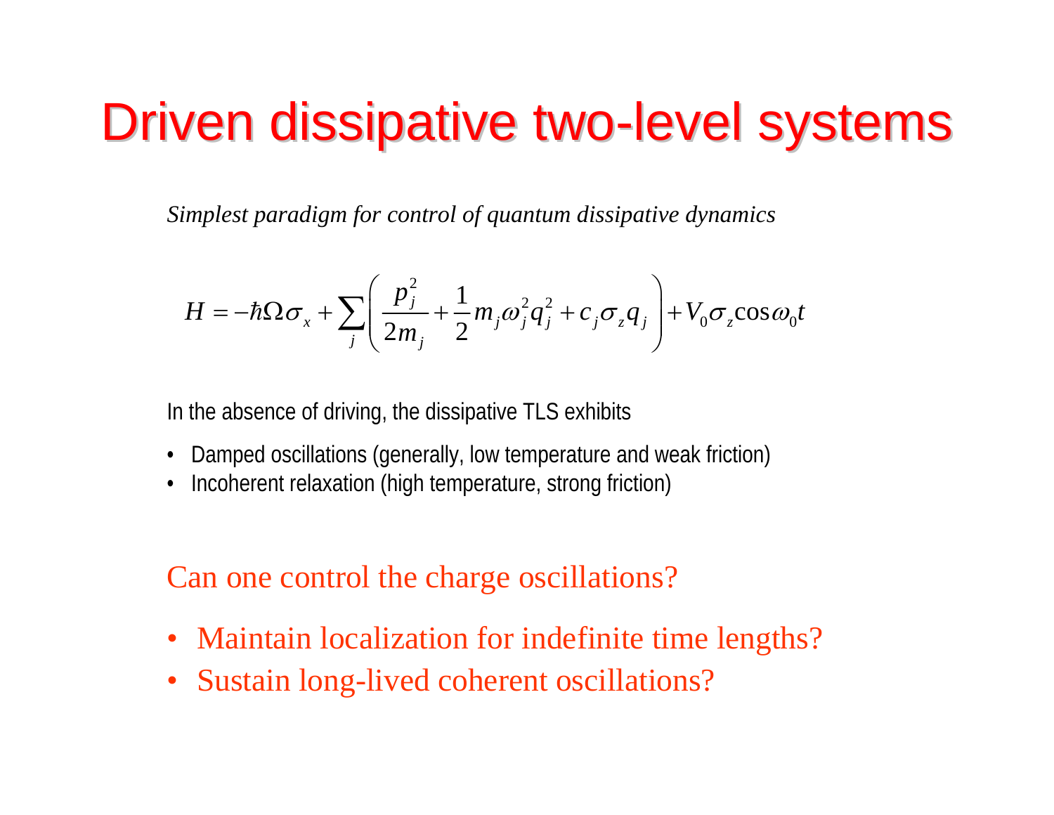# Driven dissipative two-level systems

*Simplest paradigm for control of quantum dissipative dynamics*

$$H = -\hbar\Omega\sigma_x + \sum_j \left( \frac{p_j^2}{2m_j} + \frac{1}{2} m_j \omega_j^2 q_j^2 + c_j \sigma_z q_j \right) + V_0 \sigma_z \cos\omega_0 t$$

In the absence of driving, the dissipative TLS exhibits

- Damped oscillations (generally, low temperature and weak friction)
- Incoherent relaxation (high temperature, strong friction)

Can one control the charge oscillations?

- Maintain localization for indefinite time lengths?
- Sustain long-lived coherent oscillations?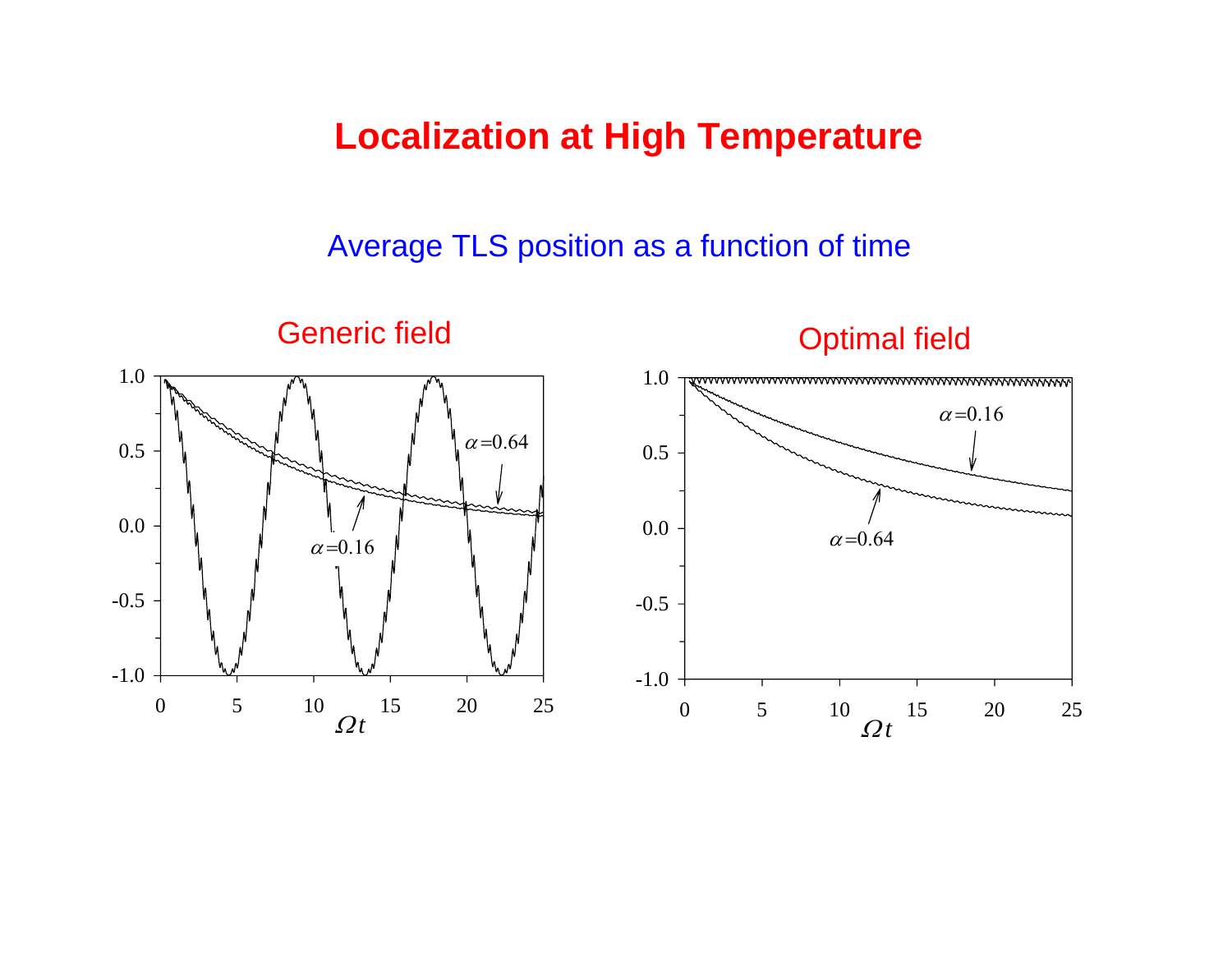# Localization at High Temperature

Average TLS position as a function of time

Generic field

Optimal field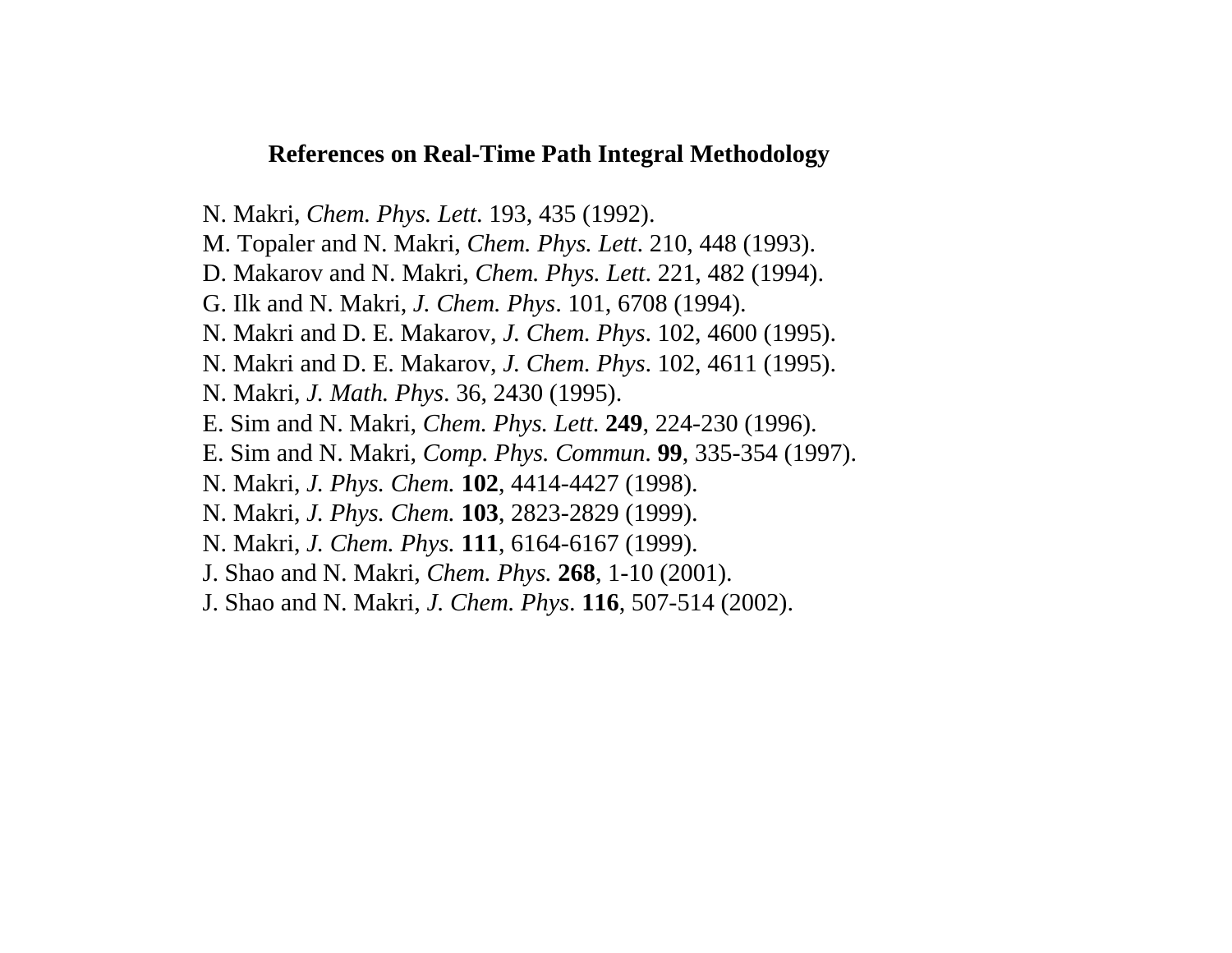## References on Real-Time Path Integral Methodology

N. Makri, *Chem. Phys. Lett*. 193, 435 (1992).
M. Topaler and N. Makri, *Chem. Phys. Lett*. 210, 448 (1993).
D. Makarov and N. Makri, *Chem. Phys. Lett*. 221, 482 (1994).
G. Ilk and N. Makri, *J. Chem. Phys*. 101, 6708 (1994).
N. Makri and D. E. Makarov, *J. Chem. Phys*. 102, 4600 (1995).
N. Makri and D. E. Makarov, *J. Chem. Phys*. 102, 4611 (1995).
N. Makri, *J. Math. Phys*. 36, 2430 (1995).
E. Sim and N. Makri, *Chem. Phys. Lett*. **249**, 224-230 (1996).
E. Sim and N. Makri, *Comp. Phys. Commun*. **99**, 335-354 (1997).
N. Makri, *J. Phys. Chem.* **102**, 4414-4427 (1998).
N. Makri, *J. Phys. Chem.* **103**, 2823-2829 (1999).
N. Makri, *J. Chem. Phys.* **111**, 6164-6167 (1999).
J. Shao and N. Makri, *Chem. Phys.* **268**, 1-10 (2001).
J. Shao and N. Makri, *J. Chem. Phys*. **116**, 507-514 (2002).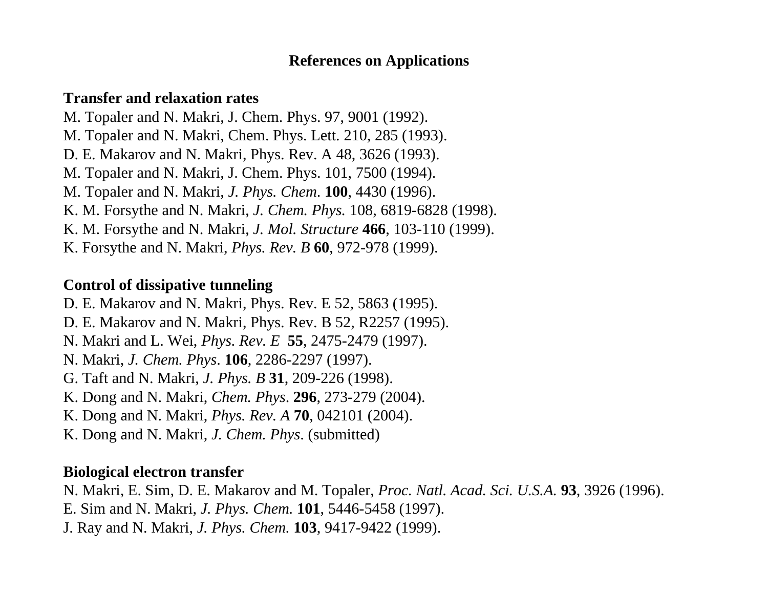# References on Applications

## Transfer and relaxation rates

M. Topaler and N. Makri, J. Chem. Phys. 97, 9001 (1992).
M. Topaler and N. Makri, Chem. Phys. Lett. 210, 285 (1993).
D. E. Makarov and N. Makri, Phys. Rev. A 48, 3626 (1993).
M. Topaler and N. Makri, J. Chem. Phys. 101, 7500 (1994).
M. Topaler and N. Makri, *J. Phys. Chem*. **100**, 4430 (1996).
K. M. Forsythe and N. Makri, *J. Chem. Phys.* 108, 6819-6828 (1998).
K. M. Forsythe and N. Makri, *J. Mol. Structure* **466**, 103-110 (1999).
K. Forsythe and N. Makri, *Phys. Rev. B* **60**, 972-978 (1999).

## Control of dissipative tunneling

D. E. Makarov and N. Makri, Phys. Rev. E 52, 5863 (1995).
D. E. Makarov and N. Makri, Phys. Rev. B 52, R2257 (1995).
N. Makri and L. Wei, *Phys. Rev. E* **55**, 2475-2479 (1997).
N. Makri, *J. Chem. Phys*. **106**, 2286-2297 (1997).
G. Taft and N. Makri, *J. Phys. B* **31**, 209-226 (1998).
K. Dong and N. Makri, *Chem. Phys*. **296**, 273-279 (2004).
K. Dong and N. Makri, *Phys. Rev. A* **70**, 042101 (2004).
K. Dong and N. Makri, *J. Chem. Phys*. (submitted)

## Biological electron transfer

N. Makri, E. Sim, D. E. Makarov and M. Topaler, *Proc. Natl. Acad. Sci. U.S.A.* **93**, 3926 (1996).
E. Sim and N. Makri, *J. Phys. Chem.* **101**, 5446-5458 (1997).
J. Ray and N. Makri, *J. Phys. Chem.* **103**, 9417-9422 (1999).